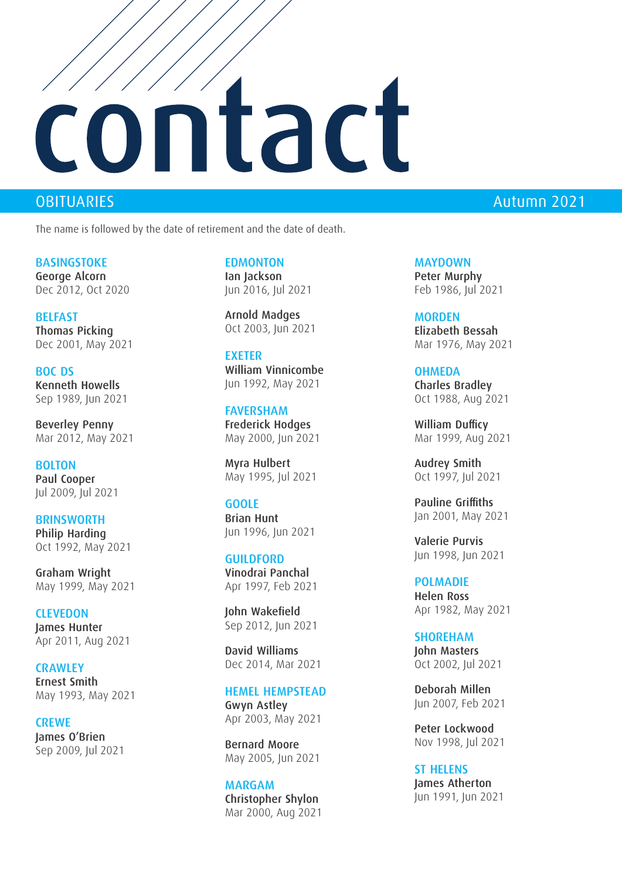# contact

## OBITUARIES

Autumn 2021

The name is followed by the date of retirement and the date of death.

### BASINGSTOKE

**George Alcorn**
Dec 2012, Oct 2020

### BELFAST

**Thomas Picking**
Dec 2001, May 2021

### BOC DS

**Kenneth Howells**
Sep 1989, Jun 2021

**Beverley Penny**
Mar 2012, May 2021

### BOLTON

**Paul Cooper**
Jul 2009, Jul 2021

### BRINSWORTH

**Philip Harding**
Oct 1992, May 2021

**Graham Wright**
May 1999, May 2021

### CLEVEDON

**James Hunter**
Apr 2011, Aug 2021

### CRAWLEY

**Ernest Smith**
May 1993, May 2021

### CREWE

**James O'Brien**
Sep 2009, Jul 2021

### EDMONTON

**Ian Jackson**
Jun 2016, Jul 2021

**Arnold Madges**
Oct 2003, Jun 2021

### EXETER

**William Vinnicombe**
Jun 1992, May 2021

### FAVERSHAM

**Frederick Hodges**
May 2000, Jun 2021

**Myra Hulbert**
May 1995, Jul 2021

### GOOLE

**Brian Hunt**
Jun 1996, Jun 2021

### GUILDFORD

**Vinodrai Panchal**
Apr 1997, Feb 2021

**John Wakefield**
Sep 2012, Jun 2021

**David Williams**
Dec 2014, Mar 2021

### HEMEL HEMPSTEAD

**Gwyn Astley**
Apr 2003, May 2021

**Bernard Moore**
May 2005, Jun 2021

### MARGAM

**Christopher Shylon**
Mar 2000, Aug 2021

### MAYDOWN

**Peter Murphy**
Feb 1986, Jul 2021

### MORDEN

**Elizabeth Bessah**
Mar 1976, May 2021

### OHMEDA

**Charles Bradley**
Oct 1988, Aug 2021

**William Dufficy**
Mar 1999, Aug 2021

**Audrey Smith**
Oct 1997, Jul 2021

**Pauline Griffiths**
Jan 2001, May 2021

**Valerie Purvis**
Jun 1998, Jun 2021

### POLMADIE

**Helen Ross**
Apr 1982, May 2021

### SHOREHAM

**John Masters**
Oct 2002, Jul 2021

**Deborah Millen**
Jun 2007, Feb 2021

**Peter Lockwood**
Nov 1998, Jul 2021

### ST HELENS

**James Atherton**
Jun 1991, Jun 2021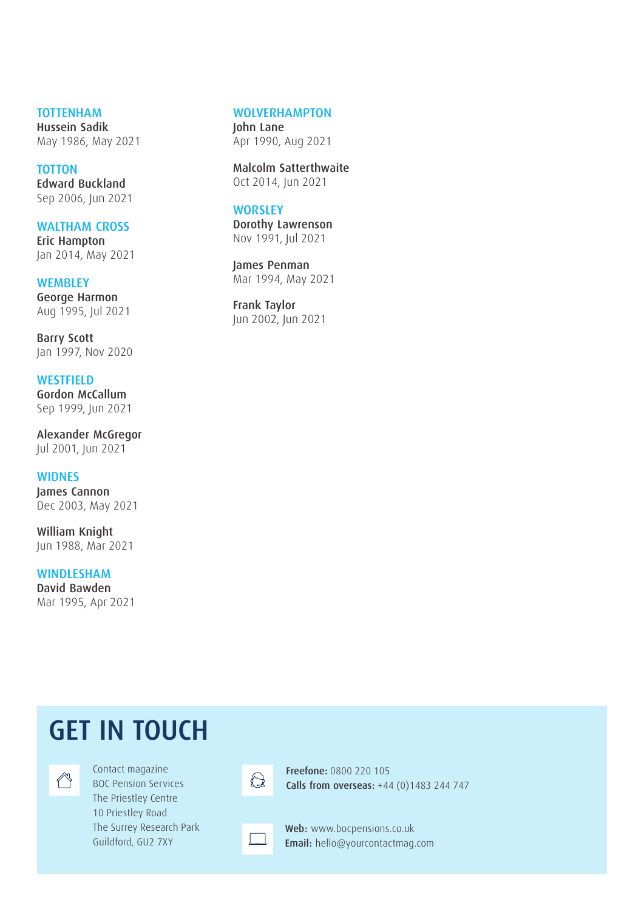### TOTTENHAM

**Hussein Sadik**
May 1986, May 2021

### TOTTON

**Edward Buckland**
Sep 2006, Jun 2021

### WALTHAM CROSS

**Eric Hampton**
Jan 2014, May 2021

### WEMBLEY

**George Harmon**
Aug 1995, Jul 2021

**Barry Scott**
Jan 1997, Nov 2020

### WESTFIELD

**Gordon McCallum**
Sep 1999, Jun 2021

**Alexander McGregor**
Jul 2001, Jun 2021

### WIDNES

**James Cannon**
Dec 2003, May 2021

**William Knight**
Jun 1988, Mar 2021

### WINDLESHAM

**David Bawden**
Mar 1995, Apr 2021

### WOLVERHAMPTON

**John Lane**
Apr 1990, Aug 2021

**Malcolm Satterthwaite**
Oct 2014, Jun 2021

### WORSLEY

**Dorothy Lawrenson**
Nov 1991, Jul 2021

**James Penman**
Mar 1994, May 2021

**Frank Taylor**
Jun 2002, Jun 2021

## GET IN TOUCH

Contact magazine
BOC Pension Services
The Priestley Centre
10 Priestley Road
The Surrey Research Park
Guildford, GU2 7XY

**Freefone:** 0800 220 105
**Calls from overseas:** +44 (0)1483 244 747

**Web:** www.bocpensions.co.uk
**Email:** hello@yourcontactmag.com